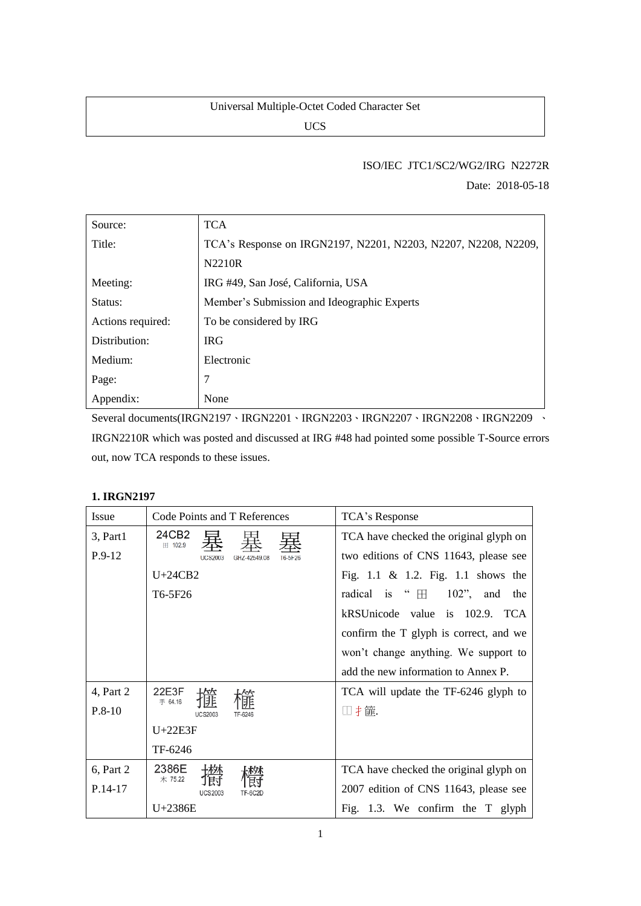| Universal Multiple-Octet Coded Character Set |
|---|
| UCS |

ISO/IEC JTC1/SC2/WG2/IRG N2272R

Date: 2018-05-18

| Source: | TCA |
|---|---|
| Title: | TCA's Response on IRGN2197, N2201, N2203, N2207, N2208, N2209, N2210R |
| Meeting: | IRG #49, San José, California, USA |
| Status: | Member's Submission and Ideographic Experts |
| Actions required: | To be considered by IRG |
| Distribution: | IRG |
| Medium: | Electronic |
| Page: | 7 |
| Appendix: | None |

Several documents(IRGN2197、IRGN2201、IRGN2203、IRGN2207、IRGN2208、IRGN2209 、IRGN2210R which was posted and discussed at IRG #48 had pointed some possible T-Source errors out, now TCA responds to these issues.

**1. IRGN2197**

| Issue | Code Points and T References | TCA's Response |
|---|---|---|
| 3, Part1 P.9-12 | 24CB2 田 102.9 UCS2003 GHZ-42549.08 T6-5F26<br>U+24CB2<br>T6-5F26 | TCA have checked the original glyph on two editions of CNS 11643, please see Fig. 1.1 & 1.2. Fig. 1.1 shows the radical is "田 102", and the kRSUnicode value is 102.9. TCA confirm the T glyph is correct, and we won't change anything. We support to add the new information to Annex P. |
| 4, Part 2 P.8-10 | 22E3F 手 64.16 UCS2003 TF-6246<br>U+22E3F<br>TF-6246 | TCA will update the TF-6246 glyph to ⿰扌簾. |
| 6, Part 2 P.14-17 | 2386E 木 75.22 UCS2003 TF-6C2D<br>U+2386E | TCA have checked the original glyph on 2007 edition of CNS 11643, please see Fig. 1.3. We confirm the T glyph |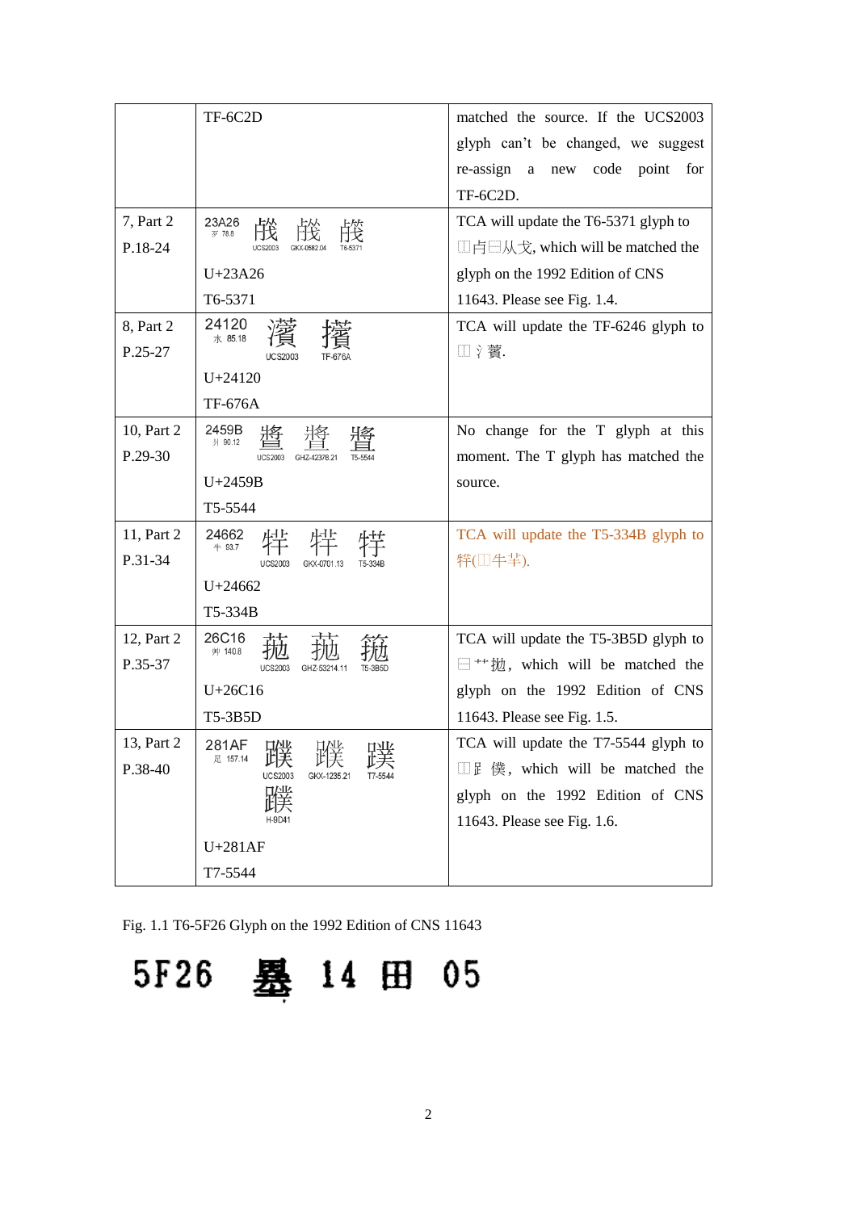| | TF-6C2D | matched the source. If the UCS2003 glyph can't be changed, we suggest re-assign a new code point for TF-6C2D. |
|---|---|---|
| 7, Part 2<br>P.18-24 | 23A26 歹 78.8 UCS2003 GKX-0582.04 T6-5371<br>U+23A26<br>T6-5371 | TCA will update the T6-5371 glyph to ⿰歺⿱从戈, which will be matched the glyph on the 1992 Edition of CNS 11643. Please see Fig. 1.4. |
| 8, Part 2<br>P.25-27 | 24120 水 85.18 UCS2003 TF-676A<br>U+24120<br>TF-676A | TCA will update the TF-6246 glyph to ⿰氵蒉. |
| 10, Part 2<br>P.29-30 | 2459B 爿 90.12 UCS2003 GHZ-42378.21 T5-5544<br>U+2459B<br>T5-5544 | No change for the T glyph at this moment. The T glyph has matched the source. |
| 11, Part 2<br>P.31-34 | 24662 牛 93.7 UCS2003 GKX-0701.13 T5-334B<br>U+24662<br>T5-334B | TCA will update the T5-334B glyph to 牲(⿰牛芊). |
| 12, Part 2<br>P.35-37 | 26C16 艸 140.8 UCS2003 GHZ-53214.11 T5-3B5D<br>U+26C16<br>T5-3B5D | TCA will update the T5-3B5D glyph to ⿱艹抛, which will be matched the glyph on the 1992 Edition of CNS 11643. Please see Fig. 1.5. |
| 13, Part 2<br>P.38-40 | 281AF 足 157.14 UCS2003 GKX-1235.21 T7-5544 H-9D41<br>U+281AF<br>T7-5544 | TCA will update the T7-5544 glyph to ⿰⻊僕, which will be matched the glyph on the 1992 Edition of CNS 11643. Please see Fig. 1.6. |

Fig. 1.1 T6-5F26 Glyph on the 1992 Edition of CNS 11643

5F26 14 田 05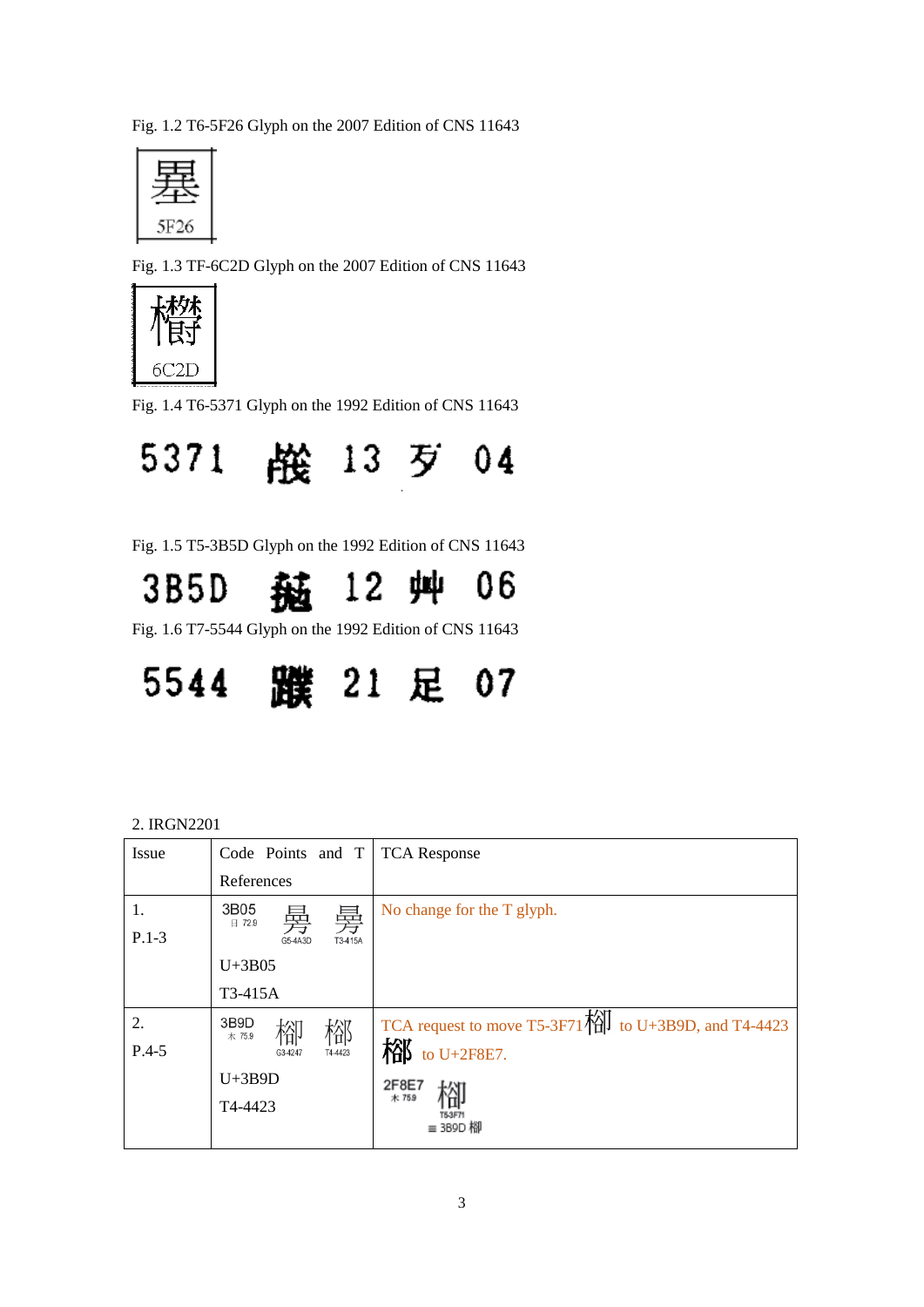Fig. 1.2 T6-5F26 Glyph on the 2007 Edition of CNS 11643

Fig. 1.3 TF-6C2D Glyph on the 2007 Edition of CNS 11643

Fig. 1.4 T6-5371 Glyph on the 1992 Edition of CNS 11643

5371 13 歹 04

Fig. 1.5 T5-3B5D Glyph on the 1992 Edition of CNS 11643

3B5D 12 艸 06

Fig. 1.6 T7-5544 Glyph on the 1992 Edition of CNS 11643

5544 21 足 07

2. IRGN2201

| Issue | Code Points and T References | TCA Response |
|---|---|---|
| 1. P.1-3 | 3B05 日 72.9 G5-4A3D T3-415A U+3B05 T3-415A | No change for the T glyph. |
| 2. P.4-5 | 3B9D 木 75.9 G3-4247 T4-4423 U+3B9D T4-4423 | TCA request to move T5-3F71 to U+3B9D, and T4-4423 to U+2F8E7. 2F8E7 木 75.9 T5-3F71 ≡ 3B9D 栁 |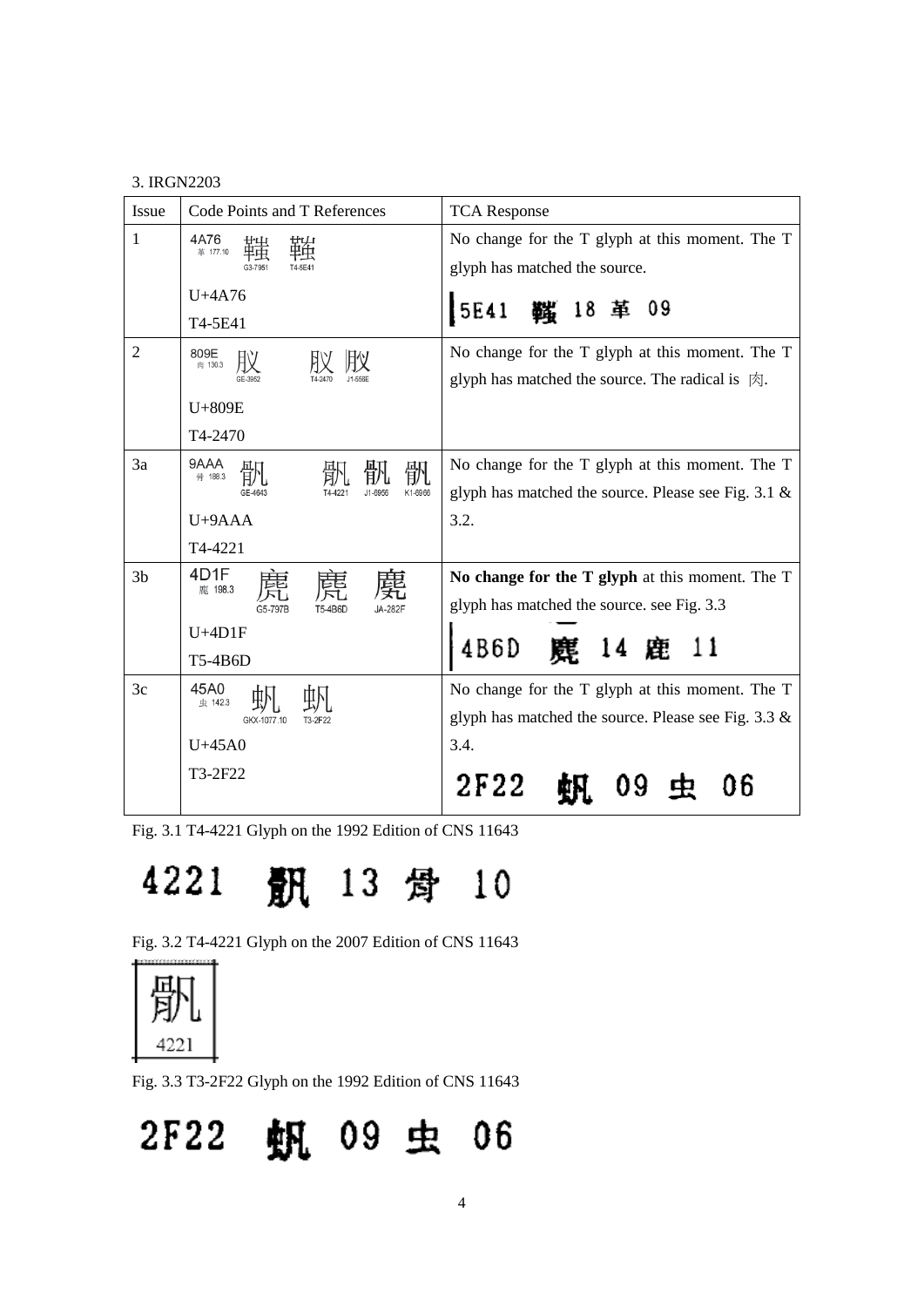3. IRGN2203

| Issue | Code Points and T References | TCA Response |
|---|---|---|
| 1 | 4A76 革 177.10 G3-7951 T4-5E41<br>U+4A76<br>T4-5E41 | No change for the T glyph at this moment. The T glyph has matched the source.<br>5E41 18 革 09 |
| 2 | 809E 肉 130.3 GE-3952 T4-2470 J1-556E<br>U+809E<br>T4-2470 | No change for the T glyph at this moment. The T glyph has matched the source. The radical is 肉. |
| 3a | 9AAA 骨 188.3 GE-4643 T4-4221 J1-6956 K1-6966<br>U+9AAA<br>T4-4221 | No change for the T glyph at this moment. The T glyph has matched the source. Please see Fig. 3.1 & 3.2. |
| 3b | 4D1F 鹿 198.3 G5-797B T5-4B6D JA-282F<br>U+4D1F<br>T5-4B6D | **No change for the T glyph** at this moment. The T glyph has matched the source. see Fig. 3.3<br>4B6D 14 鹿 11 |
| 3c | 45A0 虫 142.3 GKX-1077.10 T3-2F22<br>U+45A0<br>T3-2F22 | No change for the T glyph at this moment. The T glyph has matched the source. Please see Fig. 3.3 & 3.4.<br>2F22 09 虫 06 |

Fig. 3.1 T4-4221 Glyph on the 1992 Edition of CNS 11643

4221 13 骨 10

Fig. 3.2 T4-4221 Glyph on the 2007 Edition of CNS 11643

4221

Fig. 3.3 T3-2F22 Glyph on the 1992 Edition of CNS 11643

2F22 09 虫 06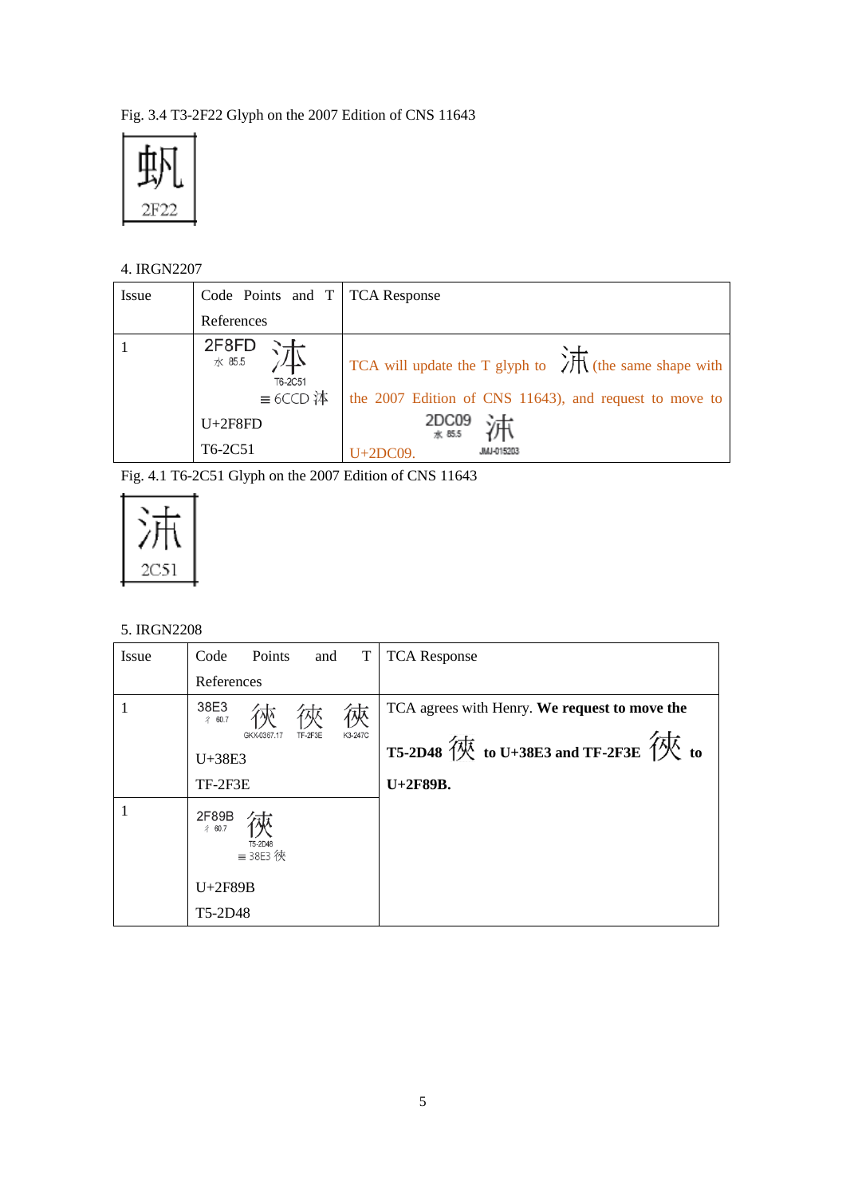Fig. 3.4 T3-2F22 Glyph on the 2007 Edition of CNS 11643

4. IRGN2207

| Issue | Code Points and T References | TCA Response |
|---|---|---|
| 1 | 2F8FD 水 85.5 T6-2C51 ≡ 6CCD 泍<br>U+2F8FD<br>T6-2C51 | TCA will update the T glyph to (the same shape with the 2007 Edition of CNS 11643), and request to move to 2DC09 水 85.5 JMJ-015203 U+2DC09. |

Fig. 4.1 T6-2C51 Glyph on the 2007 Edition of CNS 11643

5. IRGN2208

| Issue | Code Points and T References | TCA Response |
|---|---|---|
| 1 | 38E3 彳 60.7 GKX-0367.17 TF-2F3E K3-247C<br>U+38E3<br>TF-2F3E | TCA agrees with Henry. **We request to move the T5-2D48 to U+38E3 and TF-2F3E to U+2F89B.** |
| 1 | 2F89B 彳 60.7 T5-2D48 ≡ 38E3 㣣<br>U+2F89B<br>T5-2D48 | |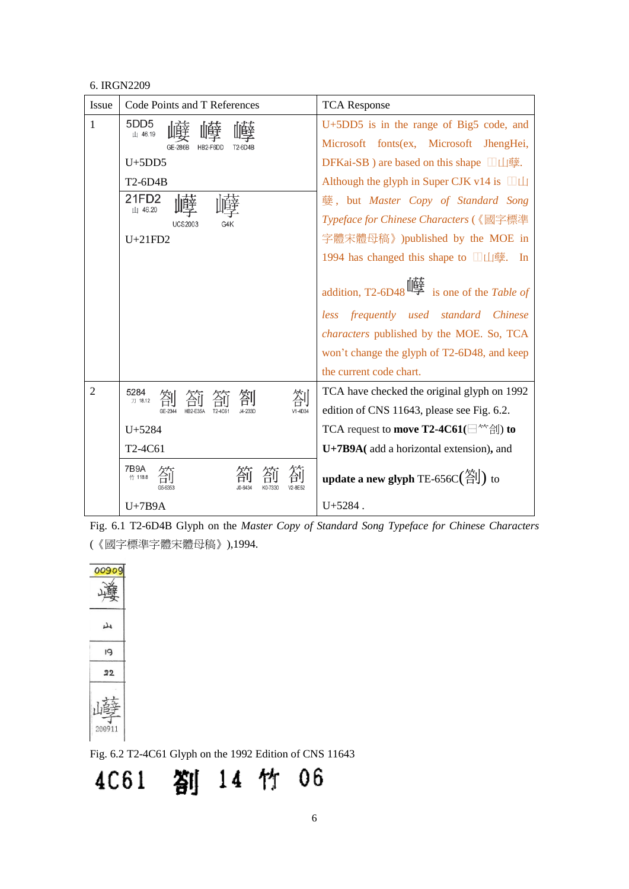6. IRGN2209

| Issue | Code Points and T References | TCA Response |
|---|---|---|
| 1 | 5DD5 山 46.19 巏 巏 巏 GE-286B HB2-F6DD T2-6D4B<br>U+5DD5<br>T2-6D4B<br>21FD2 山 46.20 𡿒 𡿒 UCS2003 G4K<br>U+21FD2 | U+5DD5 is in the range of Big5 code, and Microsoft fonts(ex, Microsoft JhengHei, DFKai-SB ) are based on this shape ⿰山蘗. Although the glyph in Super CJK v14 is ⿰山蘗, but *Master Copy of Standard Song Typeface for Chinese Characters* (《國字標準字體宋體母稿》)published by the MOE in 1994 has changed this shape to ⿰山蘗. In addition, T2-6D48 巏 is one of the *Table of less frequently used standard Chinese characters* published by the MOE. So, TCA won't change the glyph of T2-6D48, and keep the current code chart. |
| 2 | 5284 刀 18.12 劄 劄 劄 劄 劄 GE-2344 HB2-E35A T2-4C61 J4-233D V1-4D34<br>U+5284<br>T2-4C61<br>7B9A 竹 118.8 箚 箚 箚 箚 G5-6353 J0-8434 K0-7330 V2-8E52<br>U+7B9A | TCA have checked the original glyph on 1992 edition of CNS 11643, please see Fig. 6.2.<br>TCA request to **move T2-4C61(⿱⺮剳) to U+7B9A(** add a horizontal extension**),** and **update a new glyph** TE-656C(劄) to U+5284 . |

Fig. 6.1 T2-6D4B Glyph on the *Master Copy of Standard Song Typeface for Chinese Characters* (《國字標準字體宋體母稿》),1994.

00909 巏 山 19 22 巏 200911

Fig. 6.2 T2-4C61 Glyph on the 1992 Edition of CNS 11643

4C61 箚 14 竹 06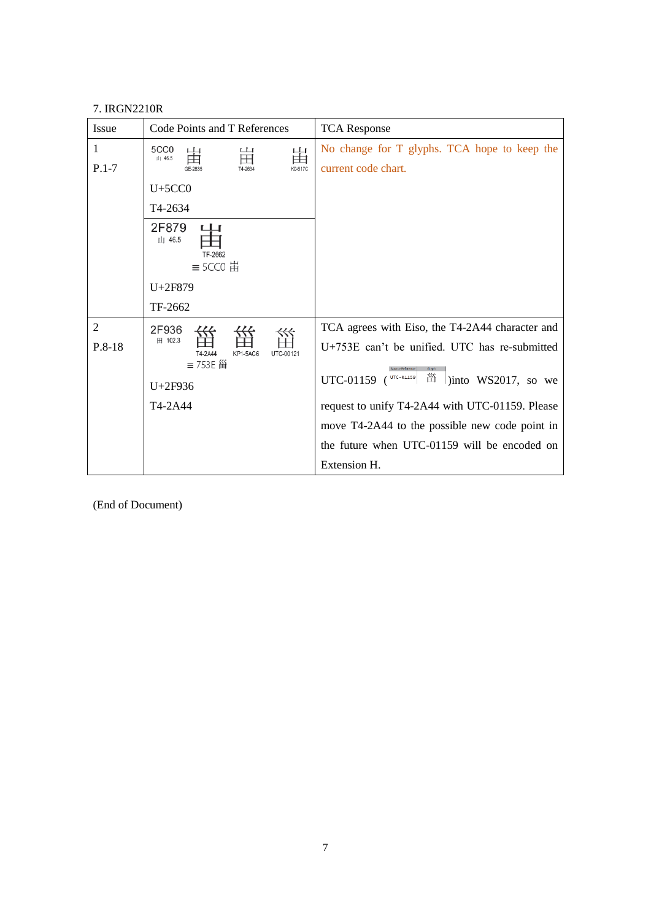7. IRGN2210R

| Issue | Code Points and T References | TCA Response |
|---|---|---|
| 1<br>P.1-7 | 5CC0 山 46.5 GE-2835 T4-2634 KD-617C<br>U+5CC0<br>T4-2634<br>2F879 山 46.5 TF-2662 ≡ 5CC0 峀<br>U+2F879<br>TF-2662 | No change for T glyphs. TCA hope to keep the current code chart. |
| 2<br>P.8-18 | 2F936 田 102.3 T4-2A44 KP1-5AC6 UTC-00121 ≡ 753E 甾<br>U+2F936<br>T4-2A44 | TCA agrees with Eiso, the T4-2A44 character and U+753E can't be unified. UTC has re-submitted UTC-01159 ( UTC-01159 )into WS2017, so we request to unify T4-2A44 with UTC-01159. Please move T4-2A44 to the possible new code point in the future when UTC-01159 will be encoded on Extension H. |

(End of Document)